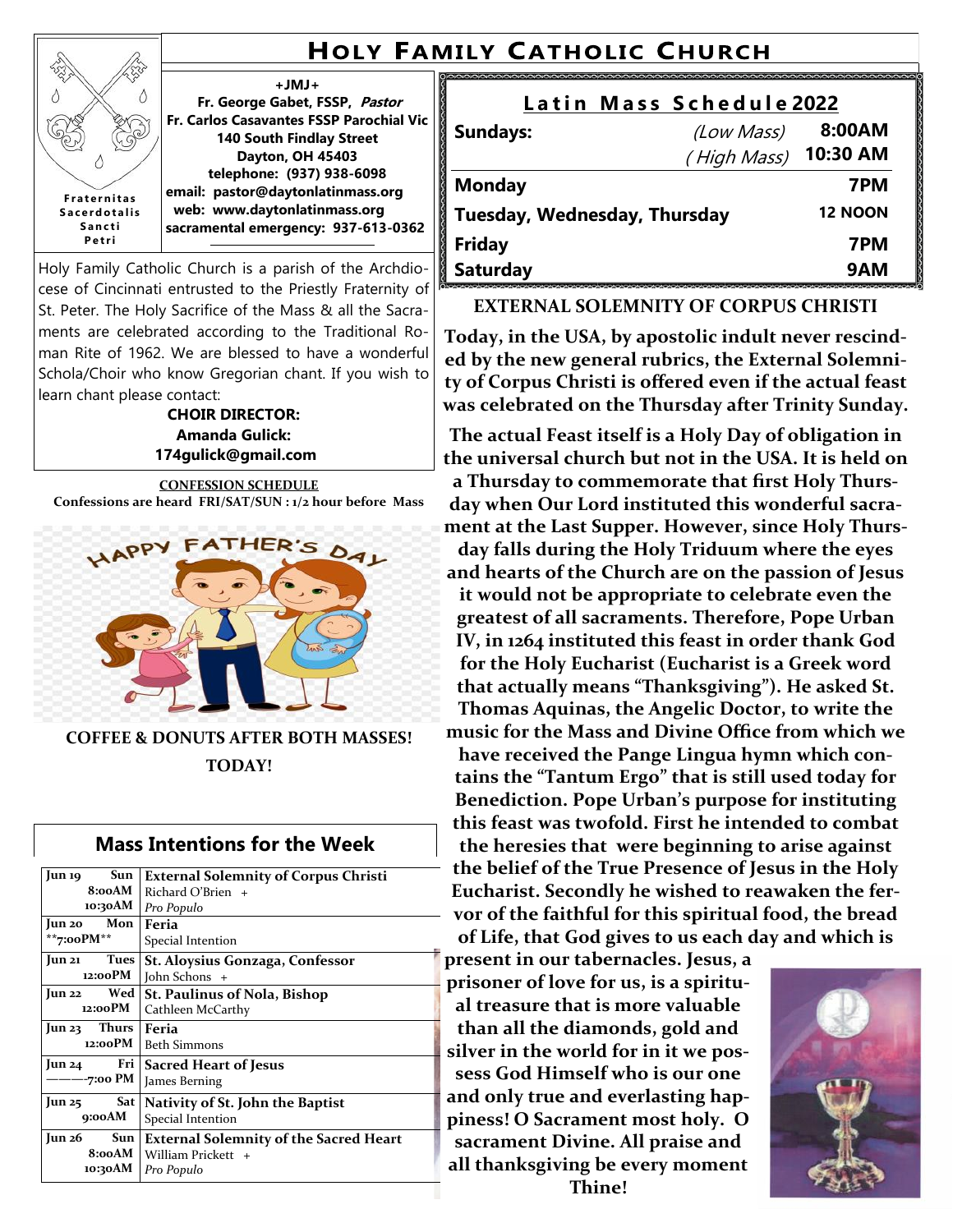# Holy Family Catholic Church

Fraternitas Sacerdotalis Sancti Petri

+JMJ+
**Fr. George Gabet, FSSP, *Pastor***
**Fr. Carlos Casavantes FSSP Parochial Vic**
**140 South Findlay Street**
**Dayton, OH 45403**
**telephone: (937) 938-6098**
**email: pastor@daytonlatinmass.org**
**web: www.daytonlatinmass.org**
**sacramental emergency: 937-613-0362**

Holy Family Catholic Church is a parish of the Archdiocese of Cincinnati entrusted to the Priestly Fraternity of St. Peter. The Holy Sacrifice of the Mass & all the Sacraments are celebrated according to the Traditional Roman Rite of 1962. We are blessed to have a wonderful Schola/Choir who know Gregorian chant. If you wish to learn chant please contact:

**CHOIR DIRECTOR:**
**Amanda Gulick:**
**174gulick@gmail.com**

**CONFESSION SCHEDULE**
**Confessions are heard FRI/SAT/SUN : 1/2 hour before Mass**

HAPPY FATHER'S DAY

**COFFEE & DONUTS AFTER BOTH MASSES!**
**TODAY!**

## Mass Intentions for the Week

| | |
|---|---|
| **Jun 19 Sun 8:00AM 10:30AM** | **External Solemnity of Corpus Christi** Richard O'Brien + *Pro Populo* |
| **Jun 20 Mon \*\*7:00PM\*\*** | **Feria** Special Intention |
| **Jun 21 Tues 12:00PM** | **St. Aloysius Gonzaga, Confessor** John Schons + |
| **Jun 22 Wed 12:00PM** | **St. Paulinus of Nola, Bishop** Cathleen McCarthy |
| **Jun 23 Thurs 12:00PM** | **Feria** Beth Simmons |
| **Jun 24 Fri ———-7:00 PM** | **Sacred Heart of Jesus** James Berning |
| **Jun 25 Sat 9:00AM** | **Nativity of St. John the Baptist** Special Intention |
| **Jun 26 Sun 8:00AM 10:30AM** | **External Solemnity of the Sacred Heart** William Prickett + *Pro Populo* |

## Latin Mass Schedule 2022

| | | |
|---|---|---|
| **Sundays:** | *(Low Mass)* | **8:00AM** |
| | *( High Mass)* | **10:30 AM** |
| **Monday** | | **7PM** |
| **Tuesday, Wednesday, Thursday** | | **12 NOON** |
| **Friday** | | **7PM** |
| **Saturday** | | **9AM** |

### EXTERNAL SOLEMNITY OF CORPUS CHRISTI

**Today, in the USA, by apostolic indult never rescinded by the new general rubrics, the External Solemnity of Corpus Christi is offered even if the actual feast was celebrated on the Thursday after Trinity Sunday.**

**The actual Feast itself is a Holy Day of obligation in the universal church but not in the USA. It is held on a Thursday to commemorate that first Holy Thursday when Our Lord instituted this wonderful sacrament at the Last Supper. However, since Holy Thursday falls during the Holy Triduum where the eyes and hearts of the Church are on the passion of Jesus it would not be appropriate to celebrate even the greatest of all sacraments. Therefore, Pope Urban IV, in 1264 instituted this feast in order thank God for the Holy Eucharist (Eucharist is a Greek word that actually means "Thanksgiving"). He asked St. Thomas Aquinas, the Angelic Doctor, to write the music for the Mass and Divine Office from which we have received the Pange Lingua hymn which contains the "Tantum Ergo" that is still used today for Benediction. Pope Urban's purpose for instituting this feast was twofold. First he intended to combat the heresies that were beginning to arise against the belief of the True Presence of Jesus in the Holy Eucharist. Secondly he wished to reawaken the fervor of the faithful for this spiritual food, the bread of Life, that God gives to us each day and which is present in our tabernacles. Jesus, a prisoner of love for us, is a spiritual treasure that is more valuable than all the diamonds, gold and silver in the world for in it we possess God Himself who is our one and only true and everlasting happiness! O Sacrament most holy. O sacrament Divine. All praise and all thanksgiving be every moment Thine!**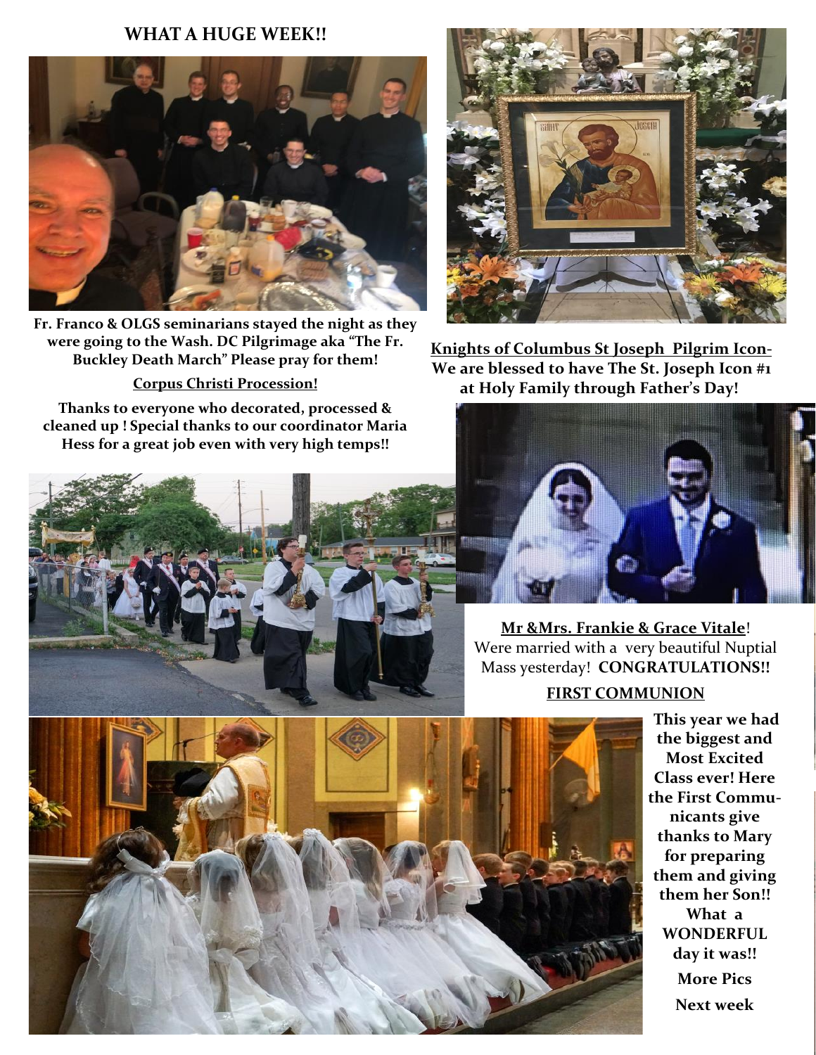## WHAT A HUGE WEEK!!

**Fr. Franco & OLGS seminarians stayed the night as they were going to the Wash. DC Pilgrimage aka "The Fr. Buckley Death March" Please pray for them!**

**Corpus Christi Procession!**

**Thanks to everyone who decorated, processed & cleaned up ! Special thanks to our coordinator Maria Hess for a great job even with very high temps!!**

**Knights of Columbus St Joseph Pilgrim Icon-** **We are blessed to have The St. Joseph Icon #1 at Holy Family through Father's Day!**

**Mr &Mrs. Frankie & Grace Vitale**! Were married with a very beautiful Nuptial Mass yesterday! **CONGRATULATIONS!!**

**FIRST COMMUNION**

**This year we had the biggest and Most Excited Class ever! Here the First Communicants give thanks to Mary for preparing them and giving them her Son!! What a WONDERFUL day it was!!**

**More Pics Next week**